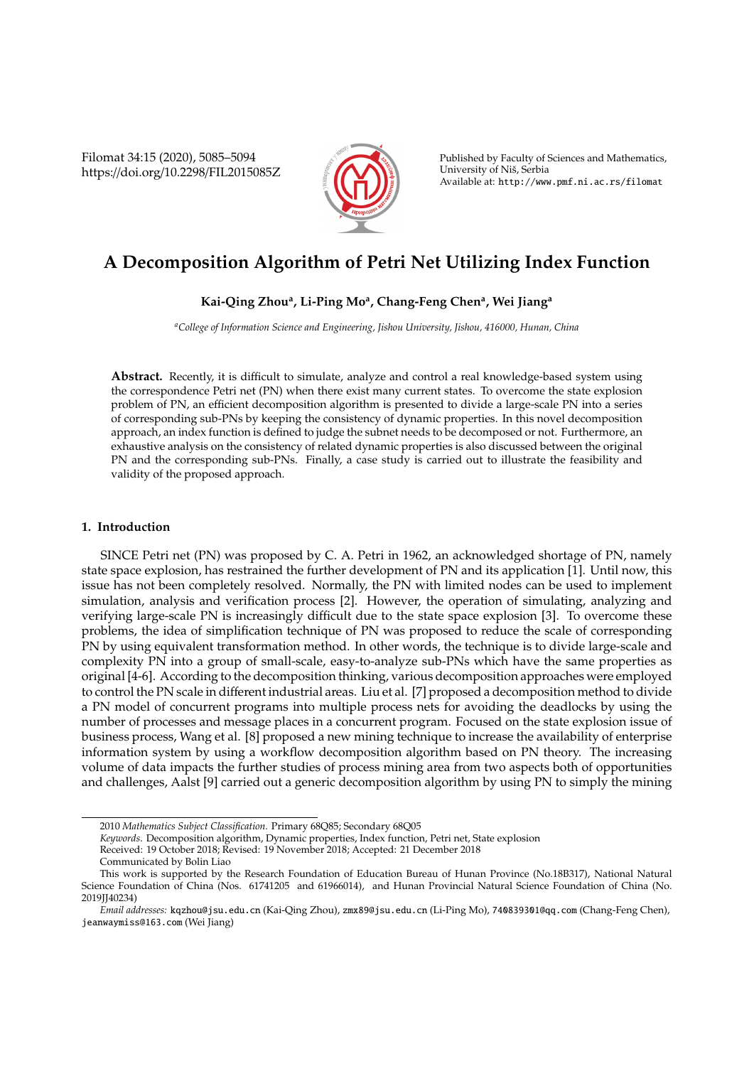# A Decomposition Algorithm of Petri Net Utilizing Index Function

**Kai-Qing Zhou[a], Li-Ping Mo[a], Chang-Feng Chen[a], Wei Jiang[a]**

[a] *College of Information Science and Engineering, Jishou University, Jishou, 416000, Hunan, China*

**Abstract.** Recently, it is difficult to simulate, analyze and control a real knowledge-based system using the correspondence Petri net (PN) when there exist many current states. To overcome the state explosion problem of PN, an efficient decomposition algorithm is presented to divide a large-scale PN into a series of corresponding sub-PNs by keeping the consistency of dynamic properties. In this novel decomposition approach, an index function is defined to judge the subnet needs to be decomposed or not. Furthermore, an exhaustive analysis on the consistency of related dynamic properties is also discussed between the original PN and the corresponding sub-PNs. Finally, a case study is carried out to illustrate the feasibility and validity of the proposed approach.

## 1. Introduction

SINCE Petri net (PN) was proposed by C. A. Petri in 1962, an acknowledged shortage of PN, namely state space explosion, has restrained the further development of PN and its application [1]. Until now, this issue has not been completely resolved. Normally, the PN with limited nodes can be used to implement simulation, analysis and verification process [2]. However, the operation of simulating, analyzing and verifying large-scale PN is increasingly difficult due to the state space explosion [3]. To overcome these problems, the idea of simplification technique of PN was proposed to reduce the scale of corresponding PN by using equivalent transformation method. In other words, the technique is to divide large-scale and complexity PN into a group of small-scale, easy-to-analyze sub-PNs which have the same properties as original [4-6]. According to the decomposition thinking, various decomposition approaches were employed to control the PN scale in different industrial areas. Liu et al. [7] proposed a decomposition method to divide a PN model of concurrent programs into multiple process nets for avoiding the deadlocks by using the number of processes and message places in a concurrent program. Focused on the state explosion issue of business process, Wang et al. [8] proposed a new mining technique to increase the availability of enterprise information system by using a workflow decomposition algorithm based on PN theory. The increasing volume of data impacts the further studies of process mining area from two aspects both of opportunities and challenges, Aalst [9] carried out a generic decomposition algorithm by using PN to simply the mining

---

2010 *Mathematics Subject Classification.* Primary 68Q85; Secondary 68Q05

*Keywords.* Decomposition algorithm, Dynamic properties, Index function, Petri net, State explosion

Received: 19 October 2018; Revised: 19 November 2018; Accepted: 21 December 2018

Communicated by Bolin Liao

This work is supported by the Research Foundation of Education Bureau of Hunan Province (No.18B317), National Natural Science Foundation of China (Nos. 61741205 and 61966014), and Hunan Provincial Natural Science Foundation of China (No. 2019JJ40234)

*Email addresses:* kqzhou@jsu.edu.cn (Kai-Qing Zhou), zmx89@jsu.edu.cn (Li-Ping Mo), 740839301@qq.com (Chang-Feng Chen), jeanwaymiss@163.com (Wei Jiang)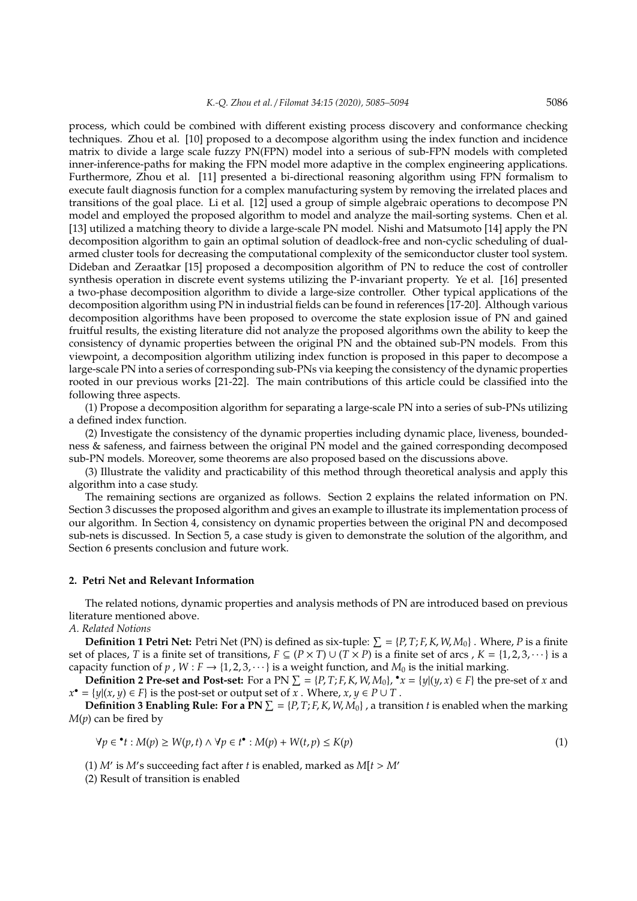process, which could be combined with different existing process discovery and conformance checking techniques. Zhou et al. [10] proposed to a decompose algorithm using the index function and incidence matrix to divide a large scale fuzzy PN(FPN) model into a serious of sub-FPN models with completed inner-inference-paths for making the FPN model more adaptive in the complex engineering applications. Furthermore, Zhou et al. [11] presented a bi-directional reasoning algorithm using FPN formalism to execute fault diagnosis function for a complex manufacturing system by removing the irrelated places and transitions of the goal place. Li et al. [12] used a group of simple algebraic operations to decompose PN model and employed the proposed algorithm to model and analyze the mail-sorting systems. Chen et al. [13] utilized a matching theory to divide a large-scale PN model. Nishi and Matsumoto [14] apply the PN decomposition algorithm to gain an optimal solution of deadlock-free and non-cyclic scheduling of dual-armed cluster tools for decreasing the computational complexity of the semiconductor cluster tool system. Dideban and Zeraatkar [15] proposed a decomposition algorithm of PN to reduce the cost of controller synthesis operation in discrete event systems utilizing the P-invariant property. Ye et al. [16] presented a two-phase decomposition algorithm to divide a large-size controller. Other typical applications of the decomposition algorithm using PN in industrial fields can be found in references [17-20]. Although various decomposition algorithms have been proposed to overcome the state explosion issue of PN and gained fruitful results, the existing literature did not analyze the proposed algorithms own the ability to keep the consistency of dynamic properties between the original PN and the obtained sub-PN models. From this viewpoint, a decomposition algorithm utilizing index function is proposed in this paper to decompose a large-scale PN into a series of corresponding sub-PNs via keeping the consistency of the dynamic properties rooted in our previous works [21-22]. The main contributions of this article could be classified into the following three aspects.

(1) Propose a decomposition algorithm for separating a large-scale PN into a series of sub-PNs utilizing a defined index function.

(2) Investigate the consistency of the dynamic properties including dynamic place, liveness, boundedness & safeness, and fairness between the original PN model and the gained corresponding decomposed sub-PN models. Moreover, some theorems are also proposed based on the discussions above.

(3) Illustrate the validity and practicability of this method through theoretical analysis and apply this algorithm into a case study.

The remaining sections are organized as follows. Section 2 explains the related information on PN. Section 3 discusses the proposed algorithm and gives an example to illustrate its implementation process of our algorithm. In Section 4, consistency on dynamic properties between the original PN and decomposed sub-nets is discussed. In Section 5, a case study is given to demonstrate the solution of the algorithm, and Section 6 presents conclusion and future work.

## 2. Petri Net and Relevant Information

The related notions, dynamic properties and analysis methods of PN are introduced based on previous literature mentioned above.

*A. Related Notions*

**Definition 1 Petri Net:** Petri Net (PN) is defined as six-tuple: $\sum = \{P, T; F, K, W, M_0\}$ . Where, $P$ is a finite set of places, $T$ is a finite set of transitions, $F \subseteq (P \times T) \cup (T \times P)$ is a finite set of arcs , $K = \{1, 2, 3, \cdots\}$ is a capacity function of $p$ , $W : F \to \{1, 2, 3, \cdots\}$ is a weight function, and $M_0$ is the initial marking.

**Definition 2 Pre-set and Post-set:** For a PN $\sum = \{P, T; F, K, W, M_0\}$, ${}^{\bullet}x = \{y|(y, x) \in F\}$ the pre-set of $x$ and $x^{\bullet} = \{y|(x, y) \in F\}$ is the post-set or output set of $x$ . Where, $x, y \in P \cup T$ .

**Definition 3 Enabling Rule: For a PN** $\sum = \{P, T; F, K, W, M_0\}$ , a transition $t$ is enabled when the marking $M(p)$ can be fired by

$$\forall p \in {}^{\bullet}t : M(p) \geq W(p, t) \wedge \forall p \in t^{\bullet} : M(p) + W(t, p) \leq K(p) \tag{1}$$

(1) $M'$ is $M$'s succeeding fact after $t$ is enabled, marked as $M[t > M'$

(2) Result of transition is enabled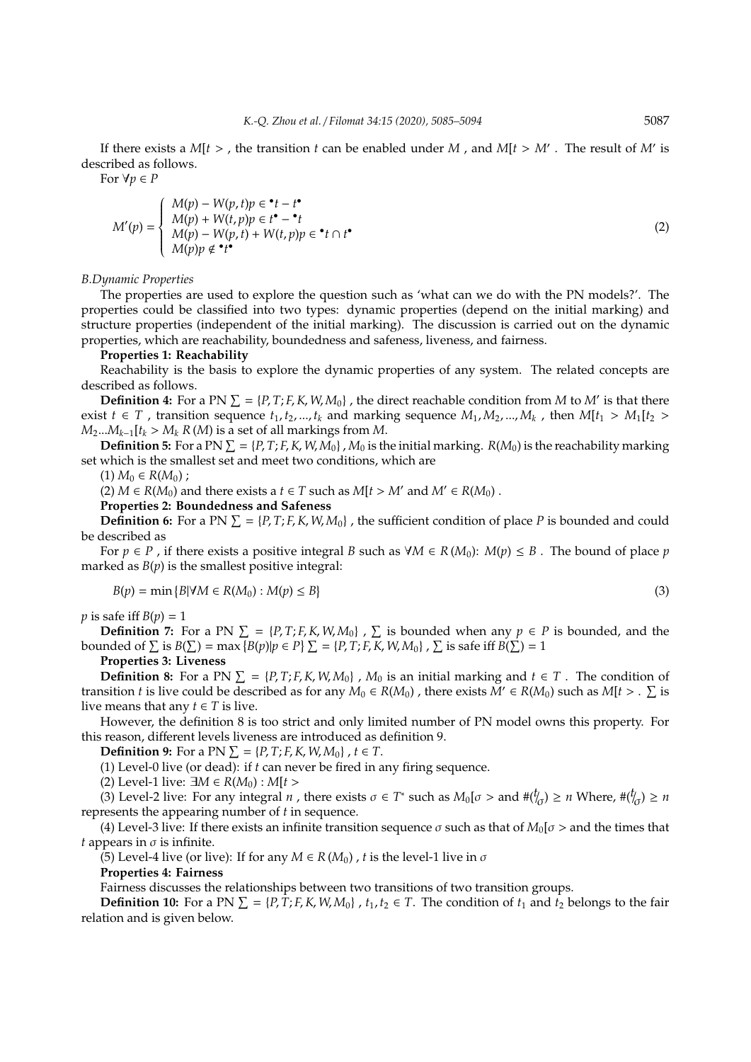If there exists a $M[t>$ , the transition $t$ can be enabled under $M$ , and $M[t>M'$ . The result of $M'$ is described as follows.

For $\forall p \in P$

$$M'(p) = \begin{cases} M(p) - W(p,t) p \in {}^{\bullet}t - t^{\bullet} \\ M(p) + W(t,p) p \in t^{\bullet} - {}^{\bullet}t \\ M(p) - W(p,t) + W(t,p) p \in {}^{\bullet}t \cap t^{\bullet} \\ M(p) p \notin {}^{\bullet}t^{\bullet} \end{cases} \tag{2}$$

*B.Dynamic Properties*

The properties are used to explore the question such as 'what can we do with the PN models?'. The properties could be classified into two types: dynamic properties (depend on the initial marking) and structure properties (independent of the initial marking). The discussion is carried out on the dynamic properties, which are reachability, boundedness and safeness, liveness, and fairness.

**Properties 1: Reachability**

Reachability is the basis to explore the dynamic properties of any system. The related concepts are described as follows.

**Definition 4:** For a PN $\sum = \{P, T; F, K, W, M_0\}$ , the direct reachable condition from $M$ to $M'$ is that there exist $t \in T$ , transition sequence $t_1, t_2, ..., t_k$ and marking sequence $M_1, M_2, ..., M_k$ , then $M[t_1 > M_1[t_2 > M_2 ... M_{k-1}[t_k > M_k$ $R(M)$ is a set of all markings from $M$.

**Definition 5:** For a PN $\sum = \{P, T; F, K, W, M_0\}$ , $M_0$ is the initial marking. $R(M_0)$ is the reachability marking set which is the smallest set and meet two conditions, which are

(1) $M_0 \in R(M_0)$ ;

(2) $M \in R(M_0)$ and there exists a $t \in T$ such as $M[t > M'$ and $M' \in R(M_0)$ .

**Properties 2: Boundedness and Safeness**

**Definition 6:** For a PN $\sum = \{P, T; F, K, W, M_0\}$ , the sufficient condition of place $P$ is bounded and could be described as

For $p \in P$ , if there exists a positive integral $B$ such as $\forall M \in R(M_0)$: $M(p) \leq B$ . The bound of place $p$ marked as $B(p)$ is the smallest positive integral:

$$B(p) = \min\{B | \forall M \in R(M_0) : M(p) \leq B\} \tag{3}$$

$p$ is safe iff $B(p) = 1$

**Definition 7:** For a PN $\sum = \{P, T; F, K, W, M_0\}$ , $\sum$ is bounded when any $p \in P$ is bounded, and the bounded of $\sum$ is $B(\sum) = \max\{B(p) | p \in P\}$ $\sum = \{P, T; F, K, W, M_0\}$ , $\sum$ is safe iff $B(\sum) = 1$

**Properties 3: Liveness**

**Definition 8:** For a PN $\sum = \{P, T; F, K, W, M_0\}$ , $M_0$ is an initial marking and $t \in T$ . The condition of transition $t$ is live could be described as for any $M_0 \in R(M_0)$ , there exists $M' \in R(M_0)$ such as $M[t >$ . $\sum$ is live means that any $t \in T$ is live.

However, the definition 8 is too strict and only limited number of PN model owns this property. For this reason, different levels liveness are introduced as definition 9.

**Definition 9:** For a PN $\sum = \{P, T; F, K, W, M_0\}$ , $t \in T$.

(1) Level-0 live (or dead): if $t$ can never be fired in any firing sequence.

(2) Level-1 live: $\exists M \in R(M_0) : M[t >$

(3) Level-2 live: For any integral $n$ , there exists $\sigma \in T^*$ such as $M_0[\sigma >$ and $\#(^t/_\sigma) \geq n$ Where, $\#(^t/_\sigma) \geq n$ represents the appearing number of $t$ in sequence.

(4) Level-3 live: If there exists an infinite transition sequence $\sigma$ such as that of $M_0[\sigma >$ and the times that $t$ appears in $\sigma$ is infinite.

(5) Level-4 live (or live): If for any $M \in R(M_0)$ , $t$ is the level-1 live in $\sigma$

**Properties 4: Fairness**

Fairness discusses the relationships between two transitions of two transition groups.

**Definition 10:** For a PN $\sum = \{P, T; F, K, W, M_0\}$ , $t_1, t_2 \in T$. The condition of $t_1$ and $t_2$ belongs to the fair relation and is given below.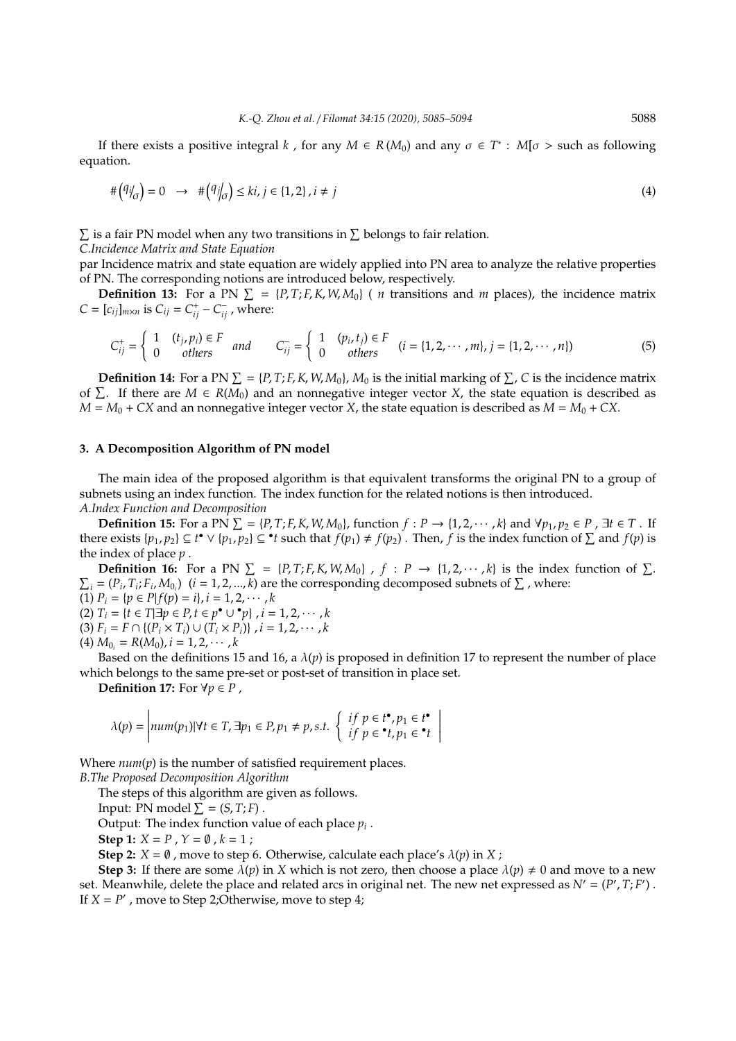If there exists a positive integral $k$ , for any $M \in R(M_0)$ and any $\sigma \in T^*$ : $M[\sigma >$ such as following equation.

$$\#\left(q_i/_\sigma\right) = 0 \quad \rightarrow \quad \#\left(q_j/_\sigma\right) \leq ki, j \in \{1, 2\}, i \neq j \tag{4}$$

$\sum$ is a fair PN model when any two transitions in $\sum$ belongs to fair relation.

*C.Incidence Matrix and State Equation*

par Incidence matrix and state equation are widely applied into PN area to analyze the relative properties of PN. The corresponding notions are introduced below, respectively.

**Definition 13:** For a PN $\sum = \{P, T; F, K, W, M_0\}$ ( $n$ transitions and $m$ places), the incidence matrix $C = [c_{ij}]_{m \times n}$ is $C_{ij} = C_{ij}^+ - C_{ij}^-$ , where:

$$C_{ij}^+ = \begin{cases} 1 & (t_j, p_i) \in F \\ 0 & others \end{cases} \quad and \quad C_{ij}^- = \begin{cases} 1 & (p_i, t_j) \in F \\ 0 & others \end{cases} \quad (i = \{1, 2, \cdots, m\}, j = \{1, 2, \cdots, n\}) \tag{5}$$

**Definition 14:** For a PN $\sum = \{P, T; F, K, W, M_0\}$, $M_0$ is the initial marking of $\sum$, $C$ is the incidence matrix of $\sum$. If there are $M \in R(M_0)$ and an nonnegative integer vector $X$, the state equation is described as $M = M_0 + CX$ and an nonnegative integer vector $X$, the state equation is described as $M = M_0 + CX$.

### 3. A Decomposition Algorithm of PN model

The main idea of the proposed algorithm is that equivalent transforms the original PN to a group of subnets using an index function. The index function for the related notions is then introduced.

*A.Index Function and Decomposition*

**Definition 15:** For a PN $\sum = \{P, T; F, K, W, M_0\}$, function $f : P \rightarrow \{1, 2, \cdots, k\}$ and $\forall p_1, p_2 \in P$ , $\exists t \in T$ . If there exists $\{p_1, p_2\} \subseteq t^\bullet \vee \{p_1, p_2\} \subseteq {}^\bullet t$ such that $f(p_1) \neq f(p_2)$ . Then, $f$ is the index function of $\sum$ and $f(p)$ is the index of place $p$ .

**Definition 16:** For a PN $\sum = \{P, T; F, K, W, M_0\}$ , $f : P \rightarrow \{1, 2, \cdots, k\}$ is the index function of $\sum$. $\sum_i = (P_i, T_i; F_i, M_{0_i})$ $(i = 1, 2, ..., k)$ are the corresponding decomposed subnets of $\sum$ , where:

(1) $P_i = \{p \in P | f(p) = i\}, i = 1, 2, \cdots, k$

(2) $T_i = \{t \in T | \exists p \in P, t \in p^\bullet \cup {}^\bullet p\}$ , $i = 1, 2, \cdots, k$

(3) $F_i = F \cap \{(P_i \times T_i) \cup (T_i \times P_i)\}$ , $i = 1, 2, \cdots, k$

(4) $M_{0_i} = R(M_0), i = 1, 2, \cdots, k$

Based on the definitions 15 and 16, a $\lambda(p)$ is proposed in definition 17 to represent the number of place which belongs to the same pre-set or post-set of transition in place set.

**Definition 17:** For $\forall p \in P$ ,

$$\lambda(p) = \left| num(p_1) | \forall t \in T, \exists p_1 \in P, p_1 \neq p, s.t. \begin{cases} if \ p \in t^\bullet, p_1 \in t^\bullet \\ if \ p \in {}^\bullet t, p_1 \in {}^\bullet t \end{cases} \right|$$

Where $num(p)$ is the number of satisfied requirement places.

*B.The Proposed Decomposition Algorithm*

The steps of this algorithm are given as follows.

Input: PN model $\sum = (S, T; F)$ .

Output: The index function value of each place $p_i$ .

**Step 1:** $X = P$ , $Y = \emptyset$ , $k = 1$ ;

**Step 2:** $X = \emptyset$ , move to step 6. Otherwise, calculate each place's $\lambda(p)$ in $X$ ;

**Step 3:** If there are some $\lambda(p)$ in $X$ which is not zero, then choose a place $\lambda(p) \neq 0$ and move to a new set. Meanwhile, delete the place and related arcs in original net. The new net expressed as $N' = (P', T; F')$ . If $X = P'$ , move to Step 2;Otherwise, move to step 4;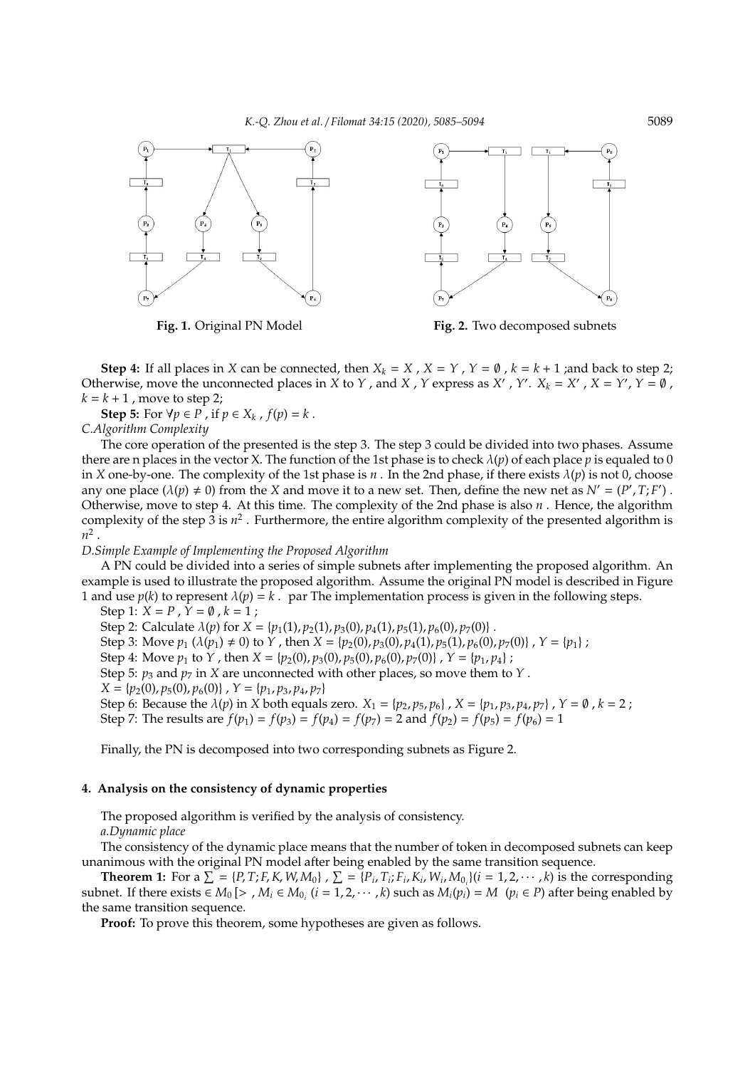Fig. 1. Original PN Model

Fig. 2. Two decomposed subnets

**Step 4:** If all places in $X$ can be connected, then $X_k = X$ , $X = Y$ , $Y = \emptyset$ , $k = k + 1$ ;and back to step 2; Otherwise, move the unconnected places in $X$ to $Y$ , and $X$ , $Y$ express as $X'$ , $Y'$. $X_k = X'$ , $X = Y'$, $Y = \emptyset$ , $k = k + 1$ , move to step 2;

**Step 5:** For $\forall p \in P$ , if $p \in X_k$ , $f(p) = k$ .

*C.Algorithm Complexity*

The core operation of the presented is the step 3. The step 3 could be divided into two phases. Assume there are n places in the vector X. The function of the 1st phase is to check $\lambda(p)$ of each place $p$ is equaled to 0 in $X$ one-by-one. The complexity of the 1st phase is $n$ . In the 2nd phase, if there exists $\lambda(p)$ is not 0, choose any one place ($\lambda(p) \neq 0$) from the $X$ and move it to a new set. Then, define the new net as $N' = (P', T; F')$ . Otherwise, move to step 4. At this time. The complexity of the 2nd phase is also $n$ . Hence, the algorithm complexity of the step 3 is $n^2$ . Furthermore, the entire algorithm complexity of the presented algorithm is $n^2$ .

*D.Simple Example of Implementing the Proposed Algorithm*

A PN could be divided into a series of simple subnets after implementing the proposed algorithm. An example is used to illustrate the proposed algorithm. Assume the original PN model is described in Figure 1 and use $p(k)$ to represent $\lambda(p) = k$ . par The implementation process is given in the following steps.

Step 1: $X = P$ , $Y = \emptyset$ , $k = 1$ ;

Step 2: Calculate $\lambda(p)$ for $X = \{p_1(1), p_2(1), p_3(0), p_4(1), p_5(1), p_6(0), p_7(0)\}$ .

Step 3: Move $p_1$ ($\lambda(p_1) \neq 0$) to $Y$ , then $X = \{p_2(0), p_3(0), p_4(1), p_5(1), p_6(0), p_7(0)\}$ , $Y = \{p_1\}$ ;

Step 4: Move $p_1$ to $Y$ , then $X = \{p_2(0), p_3(0), p_5(0), p_6(0), p_7(0)\}$ , $Y = \{p_1, p_4\}$ ;

Step 5: $p_3$ and $p_7$ in $X$ are unconnected with other places, so move them to $Y$ .

$X = \{p_2(0), p_5(0), p_6(0)\}$ , $Y = \{p_1, p_3, p_4, p_7\}$

Step 6: Because the $\lambda(p)$ in $X$ both equals zero. $X_1 = \{p_2, p_5, p_6\}$ , $X = \{p_1, p_3, p_4, p_7\}$ , $Y = \emptyset$ , $k = 2$ ;

Step 7: The results are $f(p_1) = f(p_3) = f(p_4) = f(p_7) = 2$ and $f(p_2) = f(p_5) = f(p_6) = 1$

Finally, the PN is decomposed into two corresponding subnets as Figure 2.

## 4. Analysis on the consistency of dynamic properties

The proposed algorithm is verified by the analysis of consistency.

*a.Dynamic place*

The consistency of the dynamic place means that the number of token in decomposed subnets can keep unanimous with the original PN model after being enabled by the same transition sequence.

**Theorem 1:** For a $\sum = \{P, T; F, K, W, M_0\}$ , $\sum = \{P_i, T_i; F_i, K_i, W_i, M_{0_i}\}(i = 1, 2, \cdots, k)$ is the corresponding subnet. If there exists $\in M_0 [>$ , $M_i \in M_{0_i}$ $(i = 1, 2, \cdots, k)$ such as $M_i(p_i) = M$ $(p_i \in P)$ after being enabled by the same transition sequence.

**Proof:** To prove this theorem, some hypotheses are given as follows.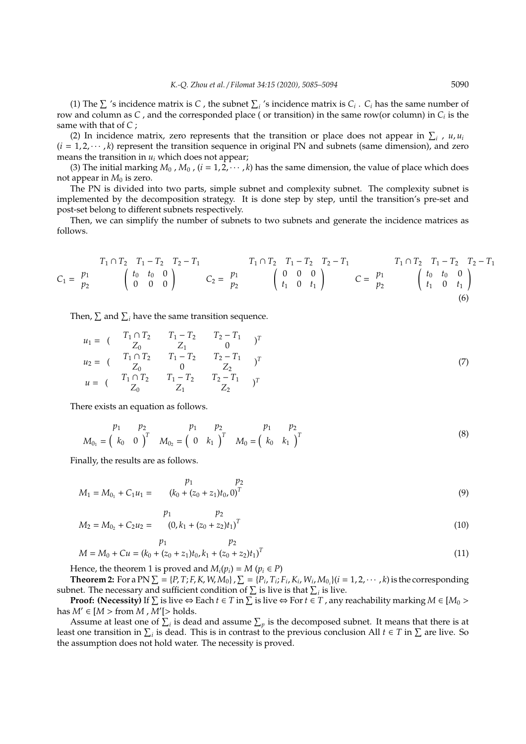(1) The $\sum$ 's incidence matrix is $C$ , the subnet $\sum_i$ 's incidence matrix is $C_i$ . $C_i$ has the same number of row and column as $C$ , and the corresponded place ( or transition) in the same row(or column) in $C_i$ is the same with that of $C$ ;

(2) In incidence matrix, zero represents that the transition or place does not appear in $\sum_i$ , $u, u_i$ $(i = 1, 2, \cdots, k)$ represent the transition sequence in original PN and subnets (same dimension), and zero means the transition in $u_i$ which does not appear;

(3) The initial marking $M_0$ , $M_0$ , $(i = 1, 2, \cdots, k)$ has the same dimension, the value of place which does not appear in $M_0$ is zero.

The PN is divided into two parts, simple subnet and complexity subnet. The complexity subnet is implemented by the decomposition strategy. It is done step by step, until the transition's pre-set and post-set belong to different subnets respectively.

Then, we can simplify the number of subnets to two subnets and generate the incidence matrices as follows.

$$C_1 = \begin{array}{c} \\ p_1 \\ p_2 \end{array} \begin{array}{c} T_1 \cap T_2 \quad T_1 - T_2 \quad T_2 - T_1 \\ \begin{pmatrix} t_0 & t_0 & 0 \\ 0 & 0 & 0 \end{pmatrix} \end{array} \quad C_2 = \begin{array}{c} \\ p_1 \\ p_2 \end{array} \begin{array}{c} T_1 \cap T_2 \quad T_1 - T_2 \quad T_2 - T_1 \\ \begin{pmatrix} 0 & 0 & 0 \\ t_1 & 0 & t_1 \end{pmatrix} \end{array} \quad C = \begin{array}{c} \\ p_1 \\ p_2 \end{array} \begin{array}{c} T_1 \cap T_2 \quad T_1 - T_2 \quad T_2 - T_1 \\ \begin{pmatrix} t_0 & t_0 & 0 \\ t_1 & 0 & t_1 \end{pmatrix} \end{array} \tag{6}$$

Then, $\sum$ and $\sum_i$ have the same transition sequence.

$$\begin{aligned} u_1 &= \begin{pmatrix} \overset{T_1 \cap T_2}{Z_0} & \overset{T_1 - T_2}{Z_1} & \overset{T_2 - T_1}{0} \end{pmatrix}^T \\ u_2 &= \begin{pmatrix} \overset{T_1 \cap T_2}{Z_0} & \overset{T_1 - T_2}{0} & \overset{T_2 - T_1}{Z_2} \end{pmatrix}^T \\ u &= \begin{pmatrix} \overset{T_1 \cap T_2}{Z_0} & \overset{T_1 - T_2}{Z_1} & \overset{T_2 - T_1}{Z_2} \end{pmatrix}^T \end{aligned} \tag{7}$$

There exists an equation as follows.

$$M_{0_1} = \begin{pmatrix} \overset{p_1}{k_0} & \overset{p_2}{0} \end{pmatrix}^T \quad M_{0_2} = \begin{pmatrix} \overset{p_1}{0} & \overset{p_2}{k_1} \end{pmatrix}^T \quad M_0 = \begin{pmatrix} \overset{p_1}{k_0} & \overset{p_2}{k_1} \end{pmatrix}^T \tag{8}$$

Finally, the results are as follows.

$$M_1 = M_{0_1} + C_1 u_1 = \quad (\overset{p_1}{k_0 + (z_0 + z_1)t_0}, \overset{p_2}{0})^T \tag{9}$$

$$M_2 = M_{0_2} + C_2 u_2 = \quad (\overset{p_1}{0}, \overset{p_2}{k_1 + (z_0 + z_2)t_1})^T \tag{10}$$

$$M = M_0 + Cu = (\overset{p_1}{k_0 + (z_0 + z_1)t_0}, \overset{p_2}{k_1 + (z_0 + z_2)t_1})^T \tag{11}$$

Hence, the theorem 1 is proved and $M_i(p_i) = M$ $(p_i \in P)$

**Theorem 2:** For a PN $\sum = \{P, T; F, K, W, M_0\}$ , $\sum = \{P_i, T_i; F_i, K_i, W_i, M_{0_i}\}(i = 1, 2, \cdots, k)$ is the corresponding subnet. The necessary and sufficient condition of $\sum$ is live is that $\sum_i$ is live.

**Proof: (Necessity)** If $\sum$ is live $\Leftrightarrow$ Each $t \in T$ in $\sum$ is live $\Leftrightarrow$ For $t \in T$ , any reachability marking $M \in [M_0 >$ has $M' \in [M >$ from $M$ , $M'[>$ holds.

Assume at least one of $\sum_i$ is dead and assume $\sum_p$ is the decomposed subnet. It means that there is at least one transition in $\sum_i$ is dead. This is in contrast to the previous conclusion All $t \in T$ in $\sum$ are live. So the assumption does not hold water. The necessity is proved.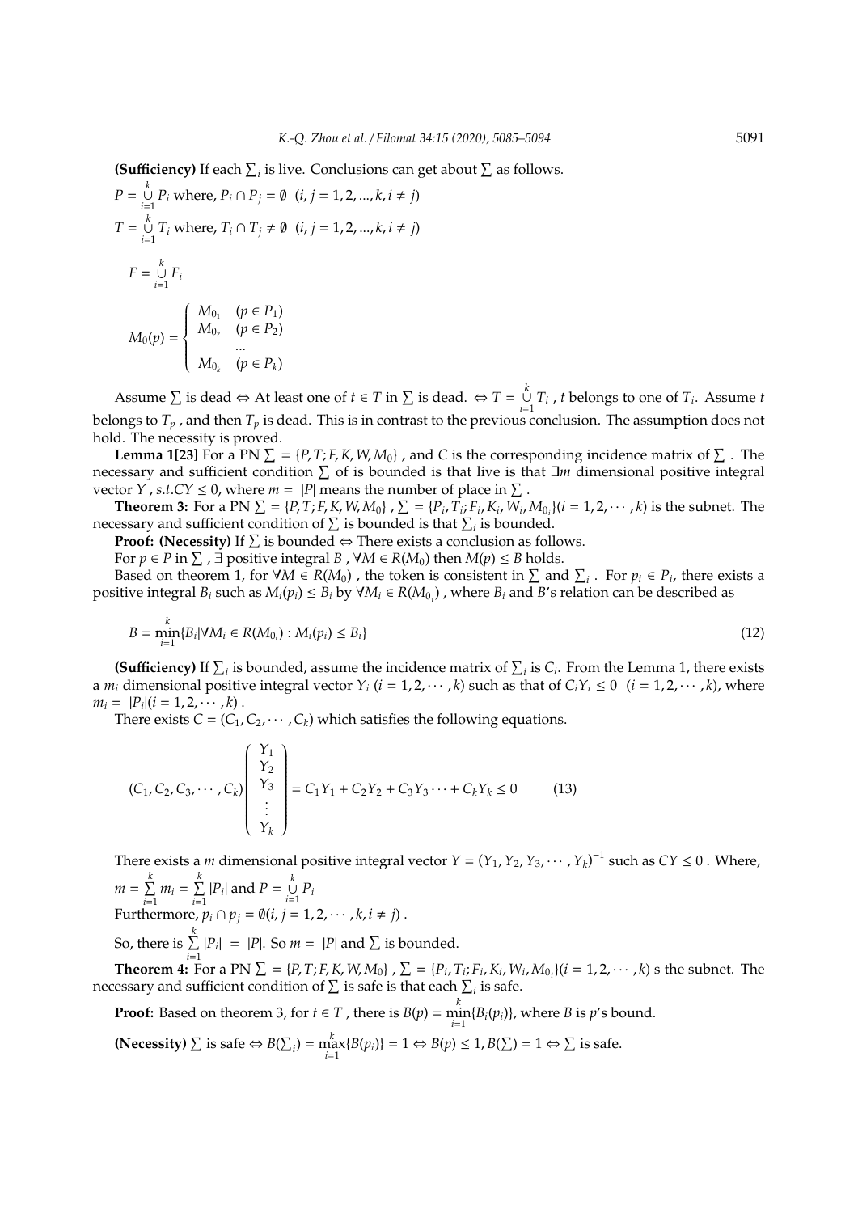**(Sufficiency)** If each $\sum_i$ is live. Conclusions can get about $\sum$ as follows.

$P = \bigcup_{i=1}^{k} P_i$ where, $P_i \cap P_j = \emptyset \ \ (i, j = 1, 2, ..., k, i \neq j)$

$T = \bigcup_{i=1}^{k} T_i$ where, $T_i \cap T_j \neq \emptyset \ \ (i, j = 1, 2, ..., k, i \neq j)$

$$F = \bigcup_{i=1}^{k} F_i$$

$$M_0(p) = \begin{cases} M_{0_1} & (p \in P_1) \\ M_{0_2} & (p \in P_2) \\ & \cdots \\ M_{0_k} & (p \in P_k) \end{cases}$$

Assume $\sum$ is dead $\Leftrightarrow$ At least one of $t \in T$ in $\sum$ is dead. $\Leftrightarrow T = \bigcup_{i=1}^{k} T_i$ , $t$ belongs to one of $T_i$. Assume $t$ belongs to $T_p$ , and then $T_p$ is dead. This is in contrast to the previous conclusion. The assumption does not hold. The necessity is proved.

**Lemma 1[23]** For a PN $\sum = \{P, T; F, K, W, M_0\}$ , and $C$ is the corresponding incidence matrix of $\sum$ . The necessary and sufficient condition $\sum$ of is bounded is that live is that $\exists m$ dimensional positive integral vector $Y$ , $s.t.CY \leq 0$, where $m = |P|$ means the number of place in $\sum$ .

**Theorem 3:** For a PN $\sum = \{P, T; F, K, W, M_0\}$ , $\sum = \{P_i, T_i; F_i, K_i, W_i, M_{0_i}\} (i = 1, 2, \cdots, k)$ is the subnet. The necessary and sufficient condition of $\sum$ is bounded is that $\sum_i$ is bounded.

**Proof: (Necessity)** If $\sum$ is bounded $\Leftrightarrow$ There exists a conclusion as follows.

For $p \in P$ in $\sum$ , $\exists$ positive integral $B$ , $\forall M \in R(M_0)$ then $M(p) \leq B$ holds.

Based on theorem 1, for $\forall M \in R(M_0)$ , the token is consistent in $\sum$ and $\sum_i$ . For $p_i \in P_i$, there exists a positive integral $B_i$ such as $M_i(p_i) \leq B_i$ by $\forall M_i \in R(M_{0_i})$ , where $B_i$ and $B$'s relation can be described as

$$B = \min_{i=1}^{k} \{B_i | \forall M_i \in R(M_{0_i}) : M_i(p_i) \leq B_i\} \tag{12}$$

**(Sufficiency)** If $\sum_i$ is bounded, assume the incidence matrix of $\sum_i$ is $C_i$. From the Lemma 1, there exists a $m_i$ dimensional positive integral vector $Y_i$ $(i = 1, 2, \cdots, k)$ such as that of $C_i Y_i \leq 0 \ \ (i = 1, 2, \cdots, k)$, where $m_i = |P_i| (i = 1, 2, \cdots, k)$ .

There exists $C = (C_1, C_2, \cdots, C_k)$ which satisfies the following equations.

$$(C_1, C_2, C_3, \cdots, C_k) \begin{pmatrix} Y_1 \\ Y_2 \\ Y_3 \\ \vdots \\ Y_k \end{pmatrix} = C_1 Y_1 + C_2 Y_2 + C_3 Y_3 \cdots + C_k Y_k \leq 0 \tag{13}$$

There exists a $m$ dimensional positive integral vector $Y = (Y_1, Y_2, Y_3, \cdots, Y_k)^{-1}$ such as $CY \leq 0$ . Where, $m = \sum_{i=1}^{k} m_i = \sum_{i=1}^{k} |P_i|$ and $P = \bigcup_{i=1}^{k} P_i$

Furthermore, $p_i \cap p_j = \emptyset (i, j = 1, 2, \cdots, k, i \neq j)$ .

So, there is $\sum_{i=1}^{k} |P_i| = |P|$. So $m = |P|$ and $\sum$ is bounded.

**Theorem 4:** For a PN $\sum = \{P, T; F, K, W, M_0\}$ , $\sum = \{P_i, T_i; F_i, K_i, W_i, M_{0_i}\} (i = 1, 2, \cdots, k)$ s the subnet. The necessary and sufficient condition of $\sum$ is safe is that each $\sum_i$ is safe.

**Proof:** Based on theorem 3, for $t \in T$ , there is $B(p) = \min_{i=1}^{k} \{B_i(p_i)\}$, where $B$ is $p$'s bound.

**(Necessity)** $\sum$ is safe $\Leftrightarrow B(\sum_i) = \max_{i=1}^{k} \{B(p_i)\} = 1 \Leftrightarrow B(p) \leq 1, B(\sum) = 1 \Leftrightarrow \sum$ is safe.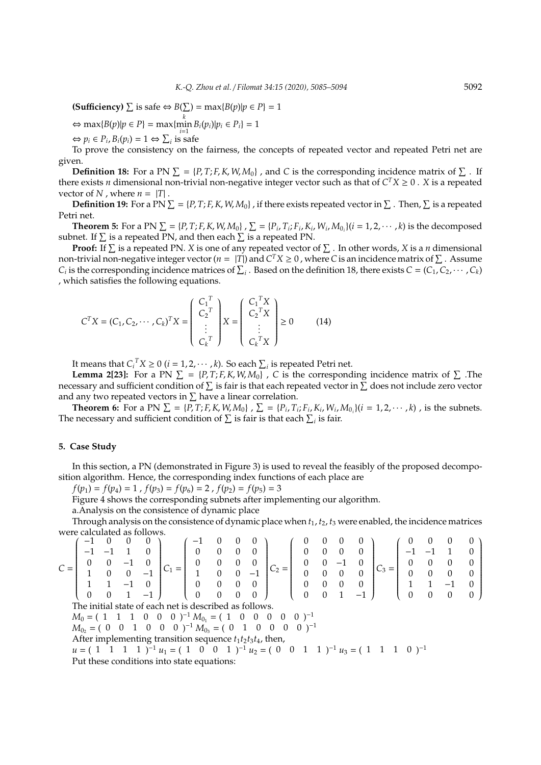**(Sufficiency)** $\sum$ is safe $\Leftrightarrow B(\sum) = \max\{B(p)|p \in P\} = 1$

$\Leftrightarrow \max\{B(p)|p \in P\} = \max\{\min_{i=1}^{k} B_i(p_i)|p_i \in P_i\} = 1$

$\Leftrightarrow p_i \in P_i, B_i(p_i) = 1 \Leftrightarrow \sum_i$ is safe

To prove the consistency on the fairness, the concepts of repeated vector and repeated Petri net are given.

**Definition 18:** For a PN $\sum = \{P, T; F, K, W, M_0\}$ , and $C$ is the corresponding incidence matrix of $\sum$ . If there exists $n$ dimensional non-trivial non-negative integer vector such as that of $C^T X \geq 0$ . $X$ is a repeated vector of $N$ , where $n = |T|$ .

**Definition 19:** For a PN $\sum = \{P, T; F, K, W, M_0\}$ , if there exists repeated vector in $\sum$ . Then, $\sum$ is a repeated Petri net.

**Theorem 5:** For a PN $\sum = \{P, T; F, K, W, M_0\}$ , $\sum = \{P_i, T_i; F_i, K_i, W_i, M_{0_i}\}(i = 1, 2, \cdots, k)$ is the decomposed subnet. If $\sum$ is a repeated PN, and then each $\sum$ is a repeated PN.

**Proof:** If $\sum$ is a repeated PN. $X$ is one of any repeated vector of $\sum$ . In other words, $X$ is a $n$ dimensional non-trivial non-negative integer vector ($n = |T|$) and $C^T X \geq 0$ , where $C$ is an incidence matrix of $\sum$ . Assume $C_i$ is the corresponding incidence matrices of $\sum_i$ . Based on the definition 18, there exists $C = (C_1, C_2, \cdots, C_k)$ , which satisfies the following equations.

$$C^T X = (C_1, C_2, \cdots, C_k)^T X = \begin{pmatrix} {C_1}^T \\ {C_2}^T \\ \vdots \\ {C_k}^T \end{pmatrix} X = \begin{pmatrix} {C_1}^T X \\ {C_2}^T X \\ \vdots \\ {C_k}^T X \end{pmatrix} \geq 0 \qquad (14)$$

It means that ${C_i}^T X \geq 0$ $(i = 1, 2, \cdots, k)$. So each $\sum_i$ is repeated Petri net.

**Lemma 2[23]:** For a PN $\sum = \{P, T; F, K, W, M_0\}$ , $C$ is the corresponding incidence matrix of $\sum$ .The necessary and sufficient condition of $\sum$ is fair is that each repeated vector in $\sum$ does not include zero vector and any two repeated vectors in $\sum$ have a linear correlation.

**Theorem 6:** For a PN $\sum = \{P, T; F, K, W, M_0\}$ , $\sum = \{P_i, T_i; F_i, K_i, W_i, M_{0_i}\}(i = 1, 2, \cdots, k)$ , is the subnets. The necessary and sufficient condition of $\sum$ is fair is that each $\sum_i$ is fair.

## 5. Case Study

In this section, a PN (demonstrated in Figure 3) is used to reveal the feasibly of the proposed decomposition algorithm. Hence, the corresponding index functions of each place are

$f(p_1) = f(p_4) = 1$ , $f(p_3) = f(p_6) = 2$ , $f(p_2) = f(p_5) = 3$

Figure 4 shows the corresponding subnets after implementing our algorithm.

a.Analysis on the consistence of dynamic place

Through analysis on the consistence of dynamic place when $t_1, t_2, t_3$ were enabled, the incidence matrices were calculated as follows.

$$C = \begin{pmatrix} -1 & 0 & 0 & 0 \\ -1 & -1 & 1 & 0 \\ 0 & 0 & -1 & 0 \\ 1 & 0 & 0 & -1 \\ 1 & 1 & -1 & 0 \\ 0 & 0 & 1 & -1 \end{pmatrix} C_1 = \begin{pmatrix} -1 & 0 & 0 & 0 \\ 0 & 0 & 0 & 0 \\ 0 & 0 & 0 & 0 \\ 1 & 0 & 0 & -1 \\ 0 & 0 & 0 & 0 \\ 0 & 0 & 0 & 0 \end{pmatrix} C_2 = \begin{pmatrix} 0 & 0 & 0 & 0 \\ 0 & 0 & 0 & 0 \\ 0 & 0 & -1 & 0 \\ 0 & 0 & 0 & 0 \\ 0 & 0 & 0 & 0 \\ 0 & 0 & 1 & -1 \end{pmatrix} C_3 = \begin{pmatrix} 0 & 0 & 0 & 0 \\ -1 & -1 & 1 & 0 \\ 0 & 0 & 0 & 0 \\ 0 & 0 & 0 & 0 \\ 1 & 1 & -1 & 0 \\ 0 & 0 & 0 & 0 \end{pmatrix}$$

The initial state of each net is described as follows.

$M_0 = (\begin{array}{cccccc} 1 & 1 & 1 & 0 & 0 & 0 \end{array})^{-1}$ $M_{0_1} = (\begin{array}{cccccc} 1 & 0 & 0 & 0 & 0 & 0 \end{array})^{-1}$

$M_{0_2} = (\begin{array}{cccccc} 0 & 0 & 1 & 0 & 0 & 0 \end{array})^{-1}$ $M_{0_3} = (\begin{array}{cccccc} 0 & 1 & 0 & 0 & 0 & 0 \end{array})^{-1}$

After implementing transition sequence $t_1 t_2 t_3 t_4$, then,

$u = (\begin{array}{cccc} 1 & 1 & 1 & 1 \end{array})^{-1}$ $u_1 = (\begin{array}{cccc} 1 & 0 & 0 & 1 \end{array})^{-1}$ $u_2 = (\begin{array}{cccc} 0 & 0 & 1 & 1 \end{array})^{-1}$ $u_3 = (\begin{array}{cccc} 1 & 1 & 1 & 0 \end{array})^{-1}$

Put these conditions into state equations: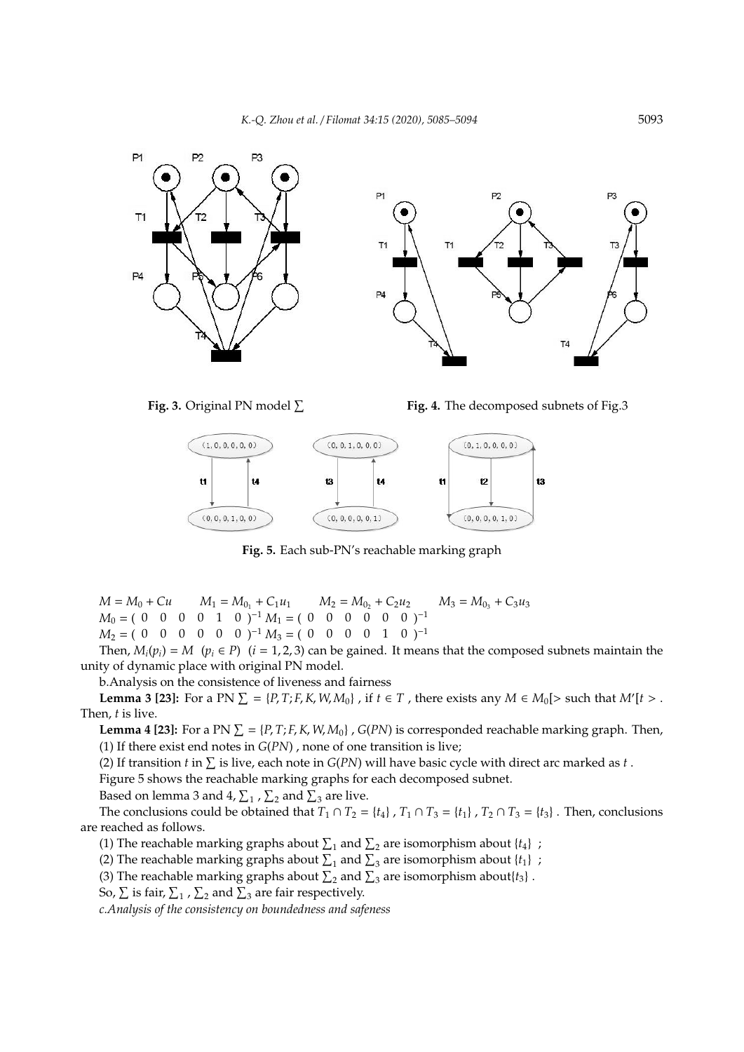**Fig. 3.** Original PN model $\sum$

**Fig. 4.** The decomposed subnets of Fig.3

**Fig. 5.** Each sub-PN's reachable marking graph

$M = M_0 + Cu \qquad M_1 = M_{0_1} + C_1u_1 \qquad M_2 = M_{0_2} + C_2u_2 \qquad M_3 = M_{0_3} + C_3u_3$

$M_0 = (\ 0 \quad 0 \quad 0 \quad 0 \quad 1 \quad 0\ )^{-1}$ $M_1 = (\ 0 \quad 0 \quad 0 \quad 0 \quad 0 \quad 0\ )^{-1}$

$M_2 = (\ 0 \quad 0 \quad 0 \quad 0 \quad 0 \quad 0\ )^{-1}$ $M_3 = (\ 0 \quad 0 \quad 0 \quad 0 \quad 1 \quad 0\ )^{-1}$

Then, $M_i(p_i) = M \ \ (p_i \in P) \ \ (i = 1, 2, 3)$ can be gained. It means that the composed subnets maintain the unity of dynamic place with original PN model.

b.Analysis on the consistence of liveness and fairness

**Lemma 3 [23]:** For a PN $\sum = \{P, T; F, K, W, M_0\}$ , if $t \in T$ , there exists any $M \in M_0[>$ such that $M'[t >$ . Then, $t$ is live.

**Lemma 4 [23]:** For a PN $\sum = \{P, T; F, K, W, M_0\}$ , $G(PN)$ is corresponded reachable marking graph. Then,

(1) If there exist end notes in $G(PN)$ , none of one transition is live;

(2) If transition $t$ in $\sum$ is live, each note in $G(PN)$ will have basic cycle with direct arc marked as $t$ .

Figure 5 shows the reachable marking graphs for each decomposed subnet.

Based on lemma 3 and 4, $\sum_1$ , $\sum_2$ and $\sum_3$ are live.

The conclusions could be obtained that $T_1 \cap T_2 = \{t_4\}$ , $T_1 \cap T_3 = \{t_1\}$ , $T_2 \cap T_3 = \{t_3\}$ . Then, conclusions are reached as follows.

(1) The reachable marking graphs about $\sum_1$ and $\sum_2$ are isomorphism about $\{t_4\}$ ;

(2) The reachable marking graphs about $\sum_1$ and $\sum_3$ are isomorphism about $\{t_1\}$ ;

(3) The reachable marking graphs about $\sum_2$ and $\sum_3$ are isomorphism about$\{t_3\}$ .

So, $\sum$ is fair, $\sum_1$ , $\sum_2$ and $\sum_3$ are fair respectively.

*c.Analysis of the consistency on boundedness and safeness*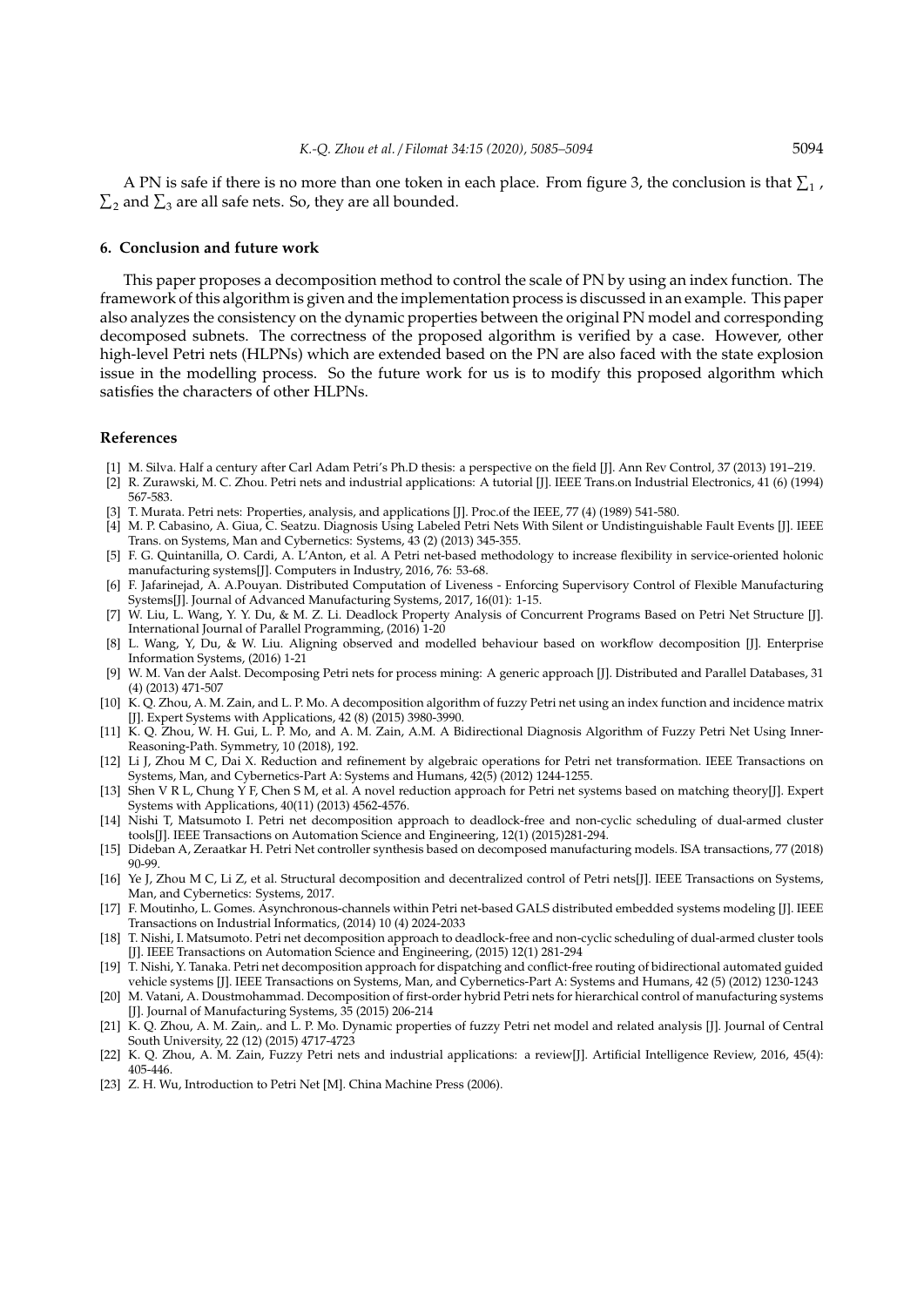A PN is safe if there is no more than one token in each place. From figure 3, the conclusion is that $\sum_1$, $\sum_2$ and $\sum_3$ are all safe nets. So, they are all bounded.

### 6. Conclusion and future work

This paper proposes a decomposition method to control the scale of PN by using an index function. The framework of this algorithm is given and the implementation process is discussed in an example. This paper also analyzes the consistency on the dynamic properties between the original PN model and corresponding decomposed subnets. The correctness of the proposed algorithm is verified by a case. However, other high-level Petri nets (HLPNs) which are extended based on the PN are also faced with the state explosion issue in the modelling process. So the future work for us is to modify this proposed algorithm which satisfies the characters of other HLPNs.

### References

[1] M. Silva. Half a century after Carl Adam Petri's Ph.D thesis: a perspective on the field [J]. Ann Rev Control, 37 (2013) 191–219.

[2] R. Zurawski, M. C. Zhou. Petri nets and industrial applications: A tutorial [J]. IEEE Trans.on Industrial Electronics, 41 (6) (1994) 567-583.

[3] T. Murata. Petri nets: Properties, analysis, and applications [J]. Proc.of the IEEE, 77 (4) (1989) 541-580.

[4] M. P. Cabasino, A. Giua, C. Seatzu. Diagnosis Using Labeled Petri Nets With Silent or Undistinguishable Fault Events [J]. IEEE Trans. on Systems, Man and Cybernetics: Systems, 43 (2) (2013) 345-355.

[5] F. G. Quintanilla, O. Cardi, A. L'Anton, et al. A Petri net-based methodology to increase flexibility in service-oriented holonic manufacturing systems[J]. Computers in Industry, 2016, 76: 53-68.

[6] F. Jafarinejad, A. A.Pouyan. Distributed Computation of Liveness - Enforcing Supervisory Control of Flexible Manufacturing Systems[J]. Journal of Advanced Manufacturing Systems, 2017, 16(01): 1-15.

[7] W. Liu, L. Wang, Y. Y. Du, & M. Z. Li. Deadlock Property Analysis of Concurrent Programs Based on Petri Net Structure [J]. International Journal of Parallel Programming, (2016) 1-20

[8] L. Wang, Y, Du, & W. Liu. Aligning observed and modelled behaviour based on workflow decomposition [J]. Enterprise Information Systems, (2016) 1-21

[9] W. M. Van der Aalst. Decomposing Petri nets for process mining: A generic approach [J]. Distributed and Parallel Databases, 31 (4) (2013) 471-507

[10] K. Q. Zhou, A. M. Zain, and L. P. Mo. A decomposition algorithm of fuzzy Petri net using an index function and incidence matrix [J]. Expert Systems with Applications, 42 (8) (2015) 3980-3990.

[11] K. Q. Zhou, W. H. Gui, L. P. Mo, and A. M. Zain, A.M. A Bidirectional Diagnosis Algorithm of Fuzzy Petri Net Using Inner-Reasoning-Path. Symmetry, 10 (2018), 192.

[12] Li J, Zhou M C, Dai X. Reduction and refinement by algebraic operations for Petri net transformation. IEEE Transactions on Systems, Man, and Cybernetics-Part A: Systems and Humans, 42(5) (2012) 1244-1255.

[13] Shen V R L, Chung Y F, Chen S M, et al. A novel reduction approach for Petri net systems based on matching theory[J]. Expert Systems with Applications, 40(11) (2013) 4562-4576.

[14] Nishi T, Matsumoto I. Petri net decomposition approach to deadlock-free and non-cyclic scheduling of dual-armed cluster tools[J]. IEEE Transactions on Automation Science and Engineering, 12(1) (2015)281-294.

[15] Dideban A, Zeraatkar H. Petri Net controller synthesis based on decomposed manufacturing models. ISA transactions, 77 (2018) 90-99.

[16] Ye J, Zhou M C, Li Z, et al. Structural decomposition and decentralized control of Petri nets[J]. IEEE Transactions on Systems, Man, and Cybernetics: Systems, 2017.

[17] F. Moutinho, L. Gomes. Asynchronous-channels within Petri net-based GALS distributed embedded systems modeling [J]. IEEE Transactions on Industrial Informatics, (2014) 10 (4) 2024-2033

[18] T. Nishi, I. Matsumoto. Petri net decomposition approach to deadlock-free and non-cyclic scheduling of dual-armed cluster tools [J]. IEEE Transactions on Automation Science and Engineering, (2015) 12(1) 281-294

[19] T. Nishi, Y. Tanaka. Petri net decomposition approach for dispatching and conflict-free routing of bidirectional automated guided vehicle systems [J]. IEEE Transactions on Systems, Man, and Cybernetics-Part A: Systems and Humans, 42 (5) (2012) 1230-1243

[20] M. Vatani, A. Doustmohammad. Decomposition of first-order hybrid Petri nets for hierarchical control of manufacturing systems [J]. Journal of Manufacturing Systems, 35 (2015) 206-214

[21] K. Q. Zhou, A. M. Zain,. and L. P. Mo. Dynamic properties of fuzzy Petri net model and related analysis [J]. Journal of Central South University, 22 (12) (2015) 4717-4723

[22] K. Q. Zhou, A. M. Zain, Fuzzy Petri nets and industrial applications: a review[J]. Artificial Intelligence Review, 2016, 45(4): 405-446.

[23] Z. H. Wu, Introduction to Petri Net [M]. China Machine Press (2006).